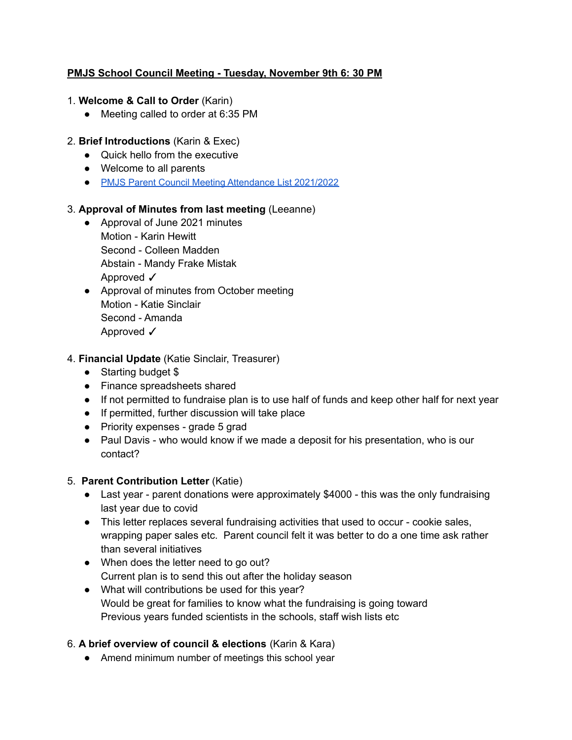**PMJS School Council Meeting - Tuesday, November 9th 6: 30 PM**

1. **Welcome & Call to Order** (Karin)
   - Meeting called to order at 6:35 PM

2. **Brief Introductions** (Karin & Exec)
   - Quick hello from the executive
   - Welcome to all parents
   - PMJS Parent Council Meeting Attendance List 2021/2022

3. **Approval of Minutes from last meeting** (Leeanne)
   - Approval of June 2021 minutes
     Motion - Karin Hewitt
     Second - Colleen Madden
     Abstain - Mandy Frake Mistak
     Approved ✓
   - Approval of minutes from October meeting
     Motion - Katie Sinclair
     Second - Amanda
     Approved ✓

4. **Financial Update** (Katie Sinclair, Treasurer)
   - Starting budget $
   - Finance spreadsheets shared
   - If not permitted to fundraise plan is to use half of funds and keep other half for next year
   - If permitted, further discussion will take place
   - Priority expenses - grade 5 grad
   - Paul Davis - who would know if we made a deposit for his presentation, who is our contact?

5. **Parent Contribution Letter** (Katie)
   - Last year - parent donations were approximately $4000 - this was the only fundraising last year due to covid
   - This letter replaces several fundraising activities that used to occur - cookie sales, wrapping paper sales etc. Parent council felt it was better to do a one time ask rather than several initiatives
   - When does the letter need to go out?
     Current plan is to send this out after the holiday season
   - What will contributions be used for this year?
     Would be great for families to know what the fundraising is going toward
     Previous years funded scientists in the schools, staff wish lists etc

6. **A brief overview of council & elections** (Karin & Kara)
   - Amend minimum number of meetings this school year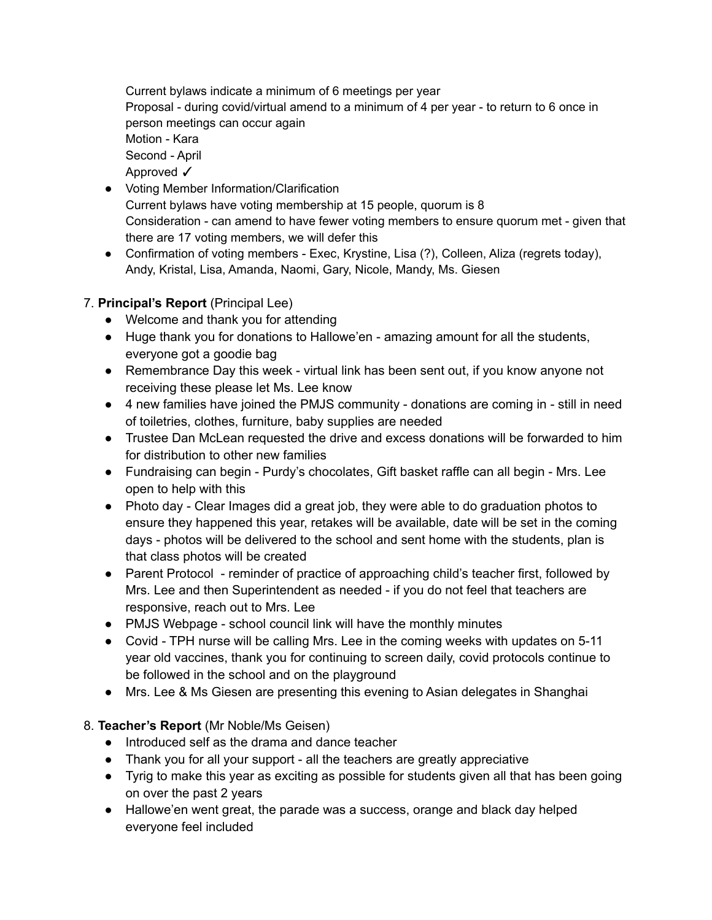Current bylaws indicate a minimum of 6 meetings per year
Proposal - during covid/virtual amend to a minimum of 4 per year - to return to 6 once in person meetings can occur again
Motion - Kara
Second - April
Approved ✓

- Voting Member Information/Clarification
  Current bylaws have voting membership at 15 people, quorum is 8
  Consideration - can amend to have fewer voting members to ensure quorum met - given that there are 17 voting members, we will defer this
- Confirmation of voting members - Exec, Krystine, Lisa (?), Colleen, Aliza (regrets today), Andy, Kristal, Lisa, Amanda, Naomi, Gary, Nicole, Mandy, Ms. Giesen

7. **Principal's Report** (Principal Lee)
   - Welcome and thank you for attending
   - Huge thank you for donations to Hallowe'en - amazing amount for all the students, everyone got a goodie bag
   - Remembrance Day this week - virtual link has been sent out, if you know anyone not receiving these please let Ms. Lee know
   - 4 new families have joined the PMJS community - donations are coming in - still in need of toiletries, clothes, furniture, baby supplies are needed
   - Trustee Dan McLean requested the drive and excess donations will be forwarded to him for distribution to other new families
   - Fundraising can begin - Purdy's chocolates, Gift basket raffle can all begin - Mrs. Lee open to help with this
   - Photo day - Clear Images did a great job, they were able to do graduation photos to ensure they happened this year, retakes will be available, date will be set in the coming days - photos will be delivered to the school and sent home with the students, plan is that class photos will be created
   - Parent Protocol - reminder of practice of approaching child's teacher first, followed by Mrs. Lee and then Superintendent as needed - if you do not feel that teachers are responsive, reach out to Mrs. Lee
   - PMJS Webpage - school council link will have the monthly minutes
   - Covid - TPH nurse will be calling Mrs. Lee in the coming weeks with updates on 5-11 year old vaccines, thank you for continuing to screen daily, covid protocols continue to be followed in the school and on the playground
   - Mrs. Lee & Ms Giesen are presenting this evening to Asian delegates in Shanghai

8. **Teacher's Report** (Mr Noble/Ms Geisen)
   - Introduced self as the drama and dance teacher
   - Thank you for all your support - all the teachers are greatly appreciative
   - Tyrig to make this year as exciting as possible for students given all that has been going on over the past 2 years
   - Hallowe'en went great, the parade was a success, orange and black day helped everyone feel included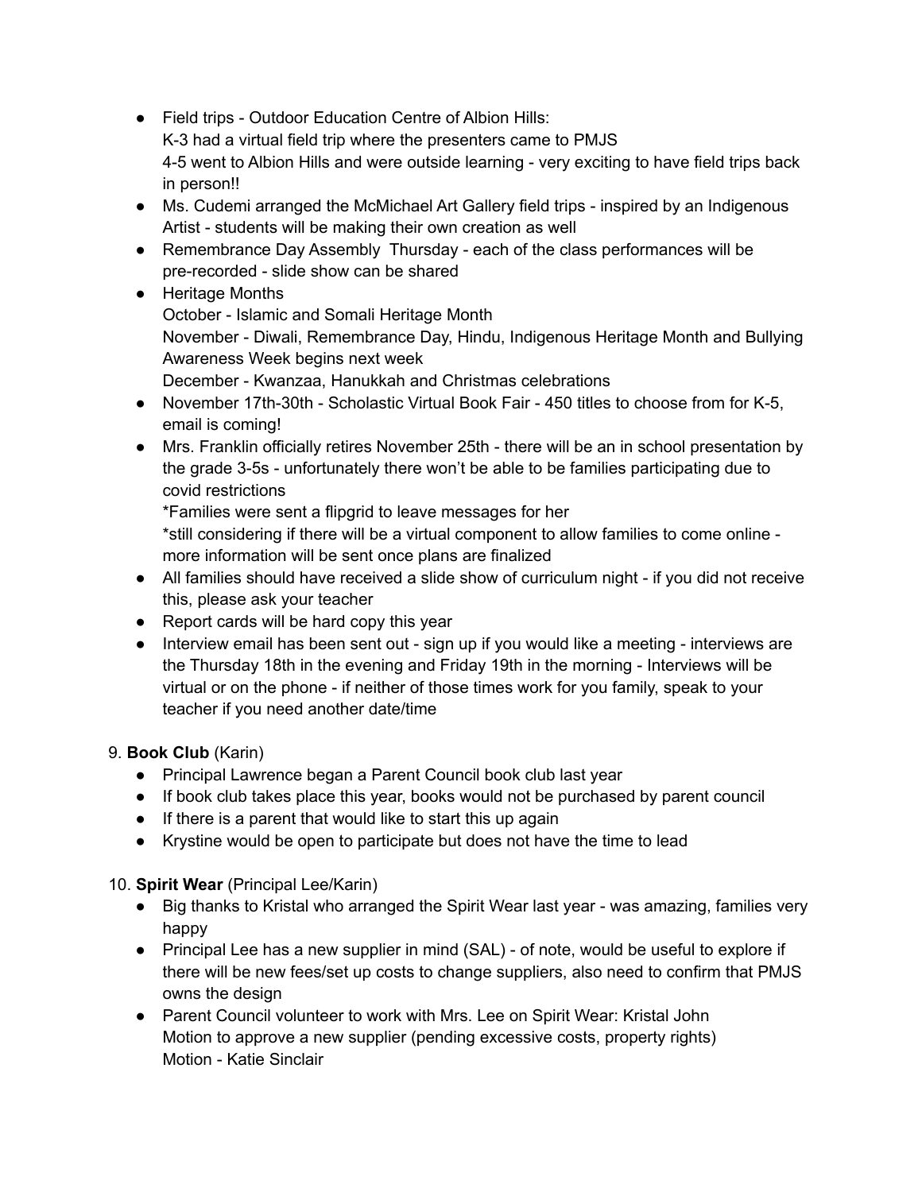- Field trips - Outdoor Education Centre of Albion Hills:
  K-3 had a virtual field trip where the presenters came to PMJS
  4-5 went to Albion Hills and were outside learning - very exciting to have field trips back in person!!
- Ms. Cudemi arranged the McMichael Art Gallery field trips - inspired by an Indigenous Artist - students will be making their own creation as well
- Remembrance Day Assembly  Thursday - each of the class performances will be pre-recorded - slide show can be shared
- Heritage Months
  October - Islamic and Somali Heritage Month
  November - Diwali, Remembrance Day, Hindu, Indigenous Heritage Month and Bullying Awareness Week begins next week
  December - Kwanzaa, Hanukkah and Christmas celebrations
- November 17th-30th - Scholastic Virtual Book Fair - 450 titles to choose from for K-5, email is coming!
- Mrs. Franklin officially retires November 25th - there will be an in school presentation by the grade 3-5s - unfortunately there won't be able to be families participating due to covid restrictions
  *Families were sent a flipgrid to leave messages for her
  *still considering if there will be a virtual component to allow families to come online - more information will be sent once plans are finalized
- All families should have received a slide show of curriculum night - if you did not receive this, please ask your teacher
- Report cards will be hard copy this year
- Interview email has been sent out - sign up if you would like a meeting - interviews are the Thursday 18th in the evening and Friday 19th in the morning - Interviews will be virtual or on the phone - if neither of those times work for you family, speak to your teacher if you need another date/time

9. **Book Club** (Karin)
   - Principal Lawrence began a Parent Council book club last year
   - If book club takes place this year, books would not be purchased by parent council
   - If there is a parent that would like to start this up again
   - Krystine would be open to participate but does not have the time to lead

10. **Spirit Wear** (Principal Lee/Karin)
    - Big thanks to Kristal who arranged the Spirit Wear last year - was amazing, families very happy
    - Principal Lee has a new supplier in mind (SAL) - of note, would be useful to explore if there will be new fees/set up costs to change suppliers, also need to confirm that PMJS owns the design
    - Parent Council volunteer to work with Mrs. Lee on Spirit Wear: Kristal John
      Motion to approve a new supplier (pending excessive costs, property rights)
      Motion - Katie Sinclair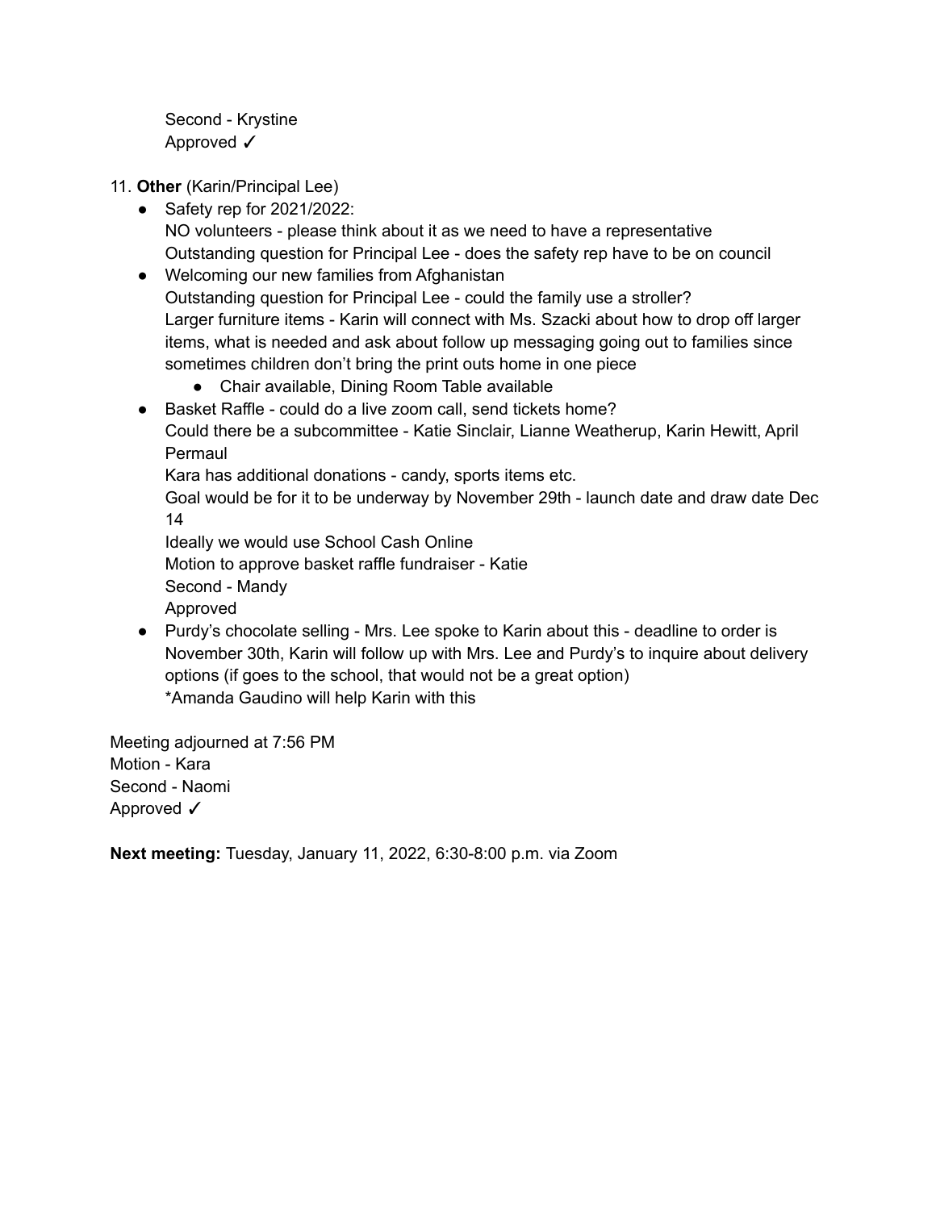Second - Krystine
Approved ✓

11. **Other** (Karin/Principal Lee)
    - Safety rep for 2021/2022:
      NO volunteers - please think about it as we need to have a representative
      Outstanding question for Principal Lee - does the safety rep have to be on council
    - Welcoming our new families from Afghanistan
      Outstanding question for Principal Lee - could the family use a stroller?
      Larger furniture items - Karin will connect with Ms. Szacki about how to drop off larger items, what is needed and ask about follow up messaging going out to families since sometimes children don't bring the print outs home in one piece
        - Chair available, Dining Room Table available
    - Basket Raffle - could do a live zoom call, send tickets home?
      Could there be a subcommittee - Katie Sinclair, Lianne Weatherup, Karin Hewitt, April Permaul
      Kara has additional donations - candy, sports items etc.
      Goal would be for it to be underway by November 29th - launch date and draw date Dec 14
      Ideally we would use School Cash Online
      Motion to approve basket raffle fundraiser - Katie
      Second - Mandy
      Approved
    - Purdy's chocolate selling - Mrs. Lee spoke to Karin about this - deadline to order is November 30th, Karin will follow up with Mrs. Lee and Purdy's to inquire about delivery options (if goes to the school, that would not be a great option)
      *Amanda Gaudino will help Karin with this

Meeting adjourned at 7:56 PM
Motion - Kara
Second - Naomi
Approved ✓

**Next meeting:** Tuesday, January 11, 2022, 6:30-8:00 p.m. via Zoom